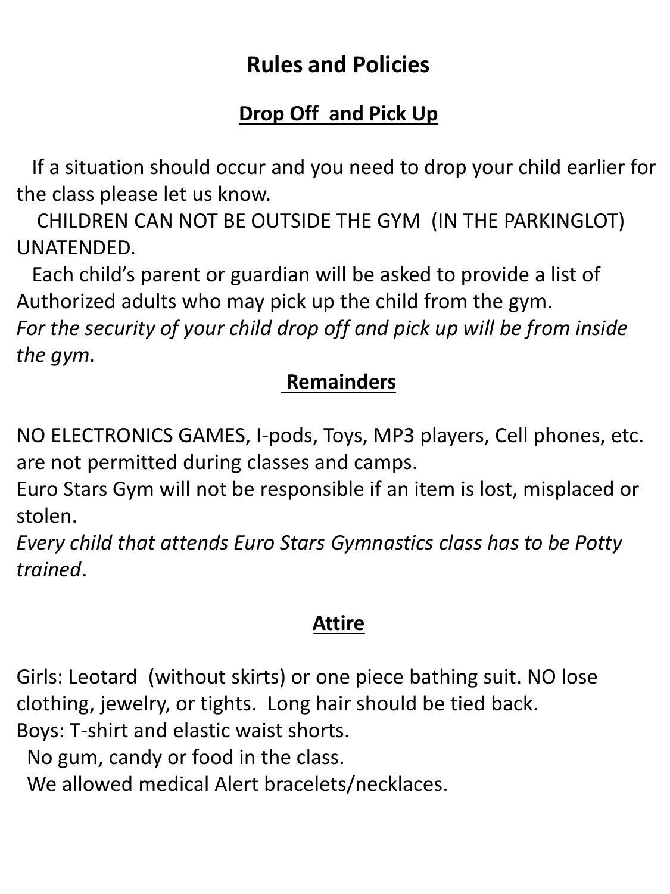# Rules and Policies

## Drop Off and Pick Up

If a situation should occur and you need to drop your child earlier for the class please let us know.

CHILDREN CAN NOT BE OUTSIDE THE GYM (IN THE PARKINGLOT) UNATENDED.

Each child's parent or guardian will be asked to provide a list of Authorized adults who may pick up the child from the gym.

*For the security of your child drop off and pick up will be from inside the gym.*

## Remainders

NO ELECTRONICS GAMES, I-pods, Toys, MP3 players, Cell phones, etc. are not permitted during classes and camps.

Euro Stars Gym will not be responsible if an item is lost, misplaced or stolen.

*Every child that attends Euro Stars Gymnastics class has to be Potty trained*.

## Attire

Girls: Leotard (without skirts) or one piece bathing suit. NO lose clothing, jewelry, or tights. Long hair should be tied back.

Boys: T-shirt and elastic waist shorts.

No gum, candy or food in the class.

We allowed medical Alert bracelets/necklaces.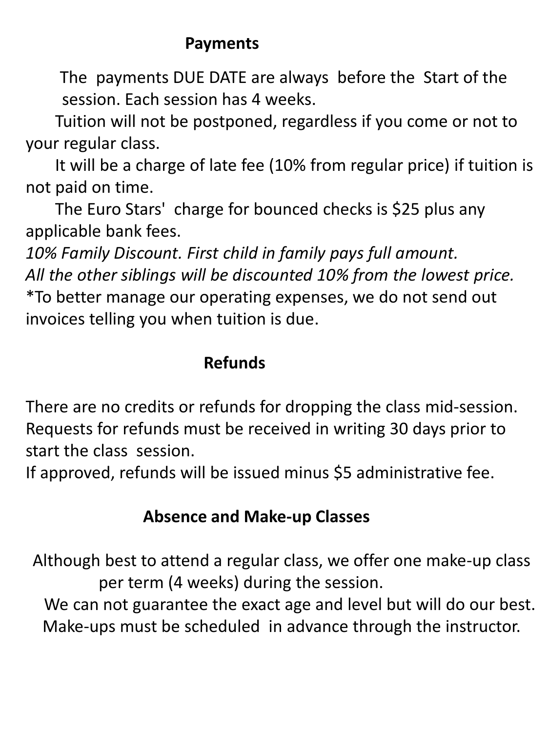## Payments

The payments DUE DATE are always before the Start of the session. Each session has 4 weeks.

Tuition will not be postponed, regardless if you come or not to your regular class.

It will be a charge of late fee (10% from regular price) if tuition is not paid on time.

The Euro Stars' charge for bounced checks is $25 plus any applicable bank fees.

*10% Family Discount. First child in family pays full amount.*
*All the other siblings will be discounted 10% from the lowest price.*
*To better manage our operating expenses, we do not send out invoices telling you when tuition is due.

## Refunds

There are no credits or refunds for dropping the class mid-session.
Requests for refunds must be received in writing 30 days prior to start the class session.
If approved, refunds will be issued minus $5 administrative fee.

## Absence and Make-up Classes

Although best to attend a regular class, we offer one make-up class per term (4 weeks) during the session.

We can not guarantee the exact age and level but will do our best.
Make-ups must be scheduled in advance through the instructor.